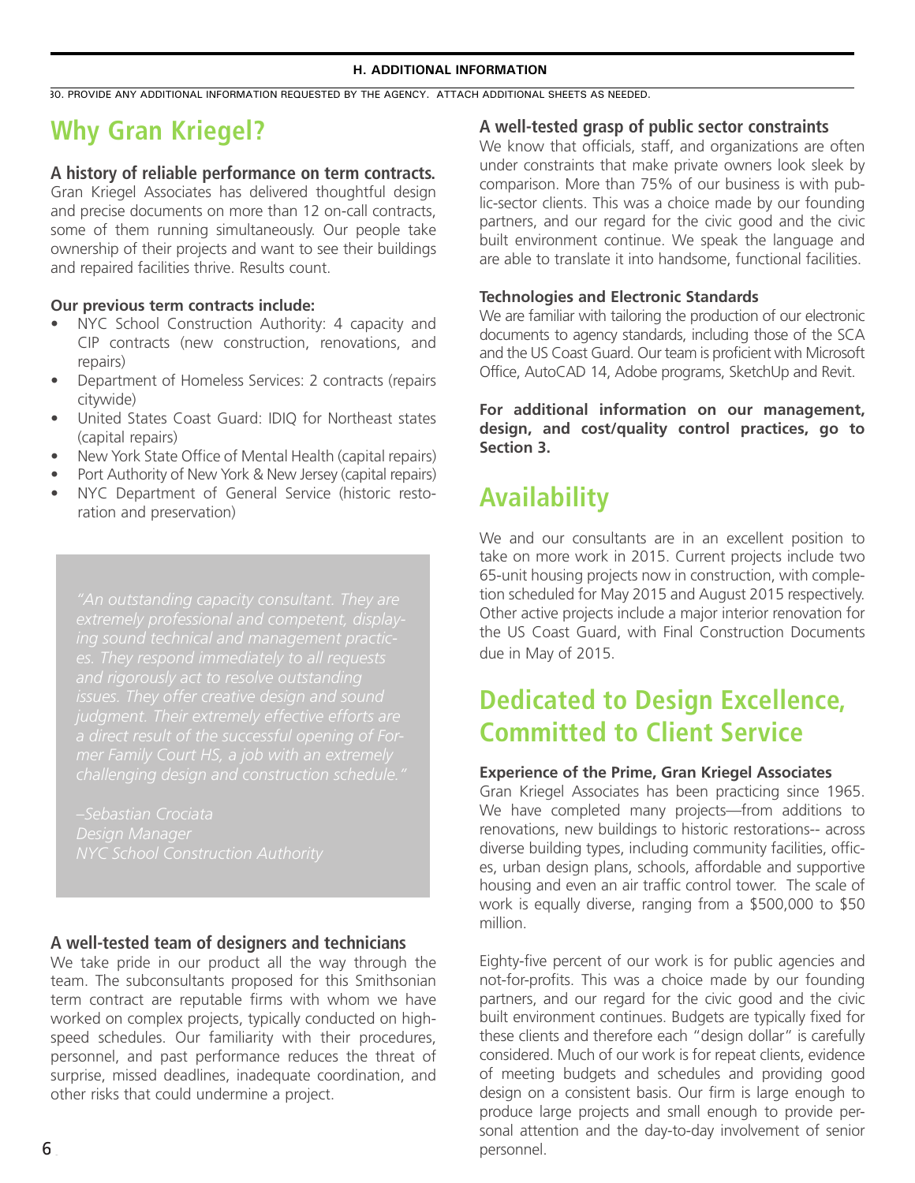## H. ADDITIONAL INFORMATION

30. PROVIDE ANY ADDITIONAL INFORMATION REQUESTED BY THE AGENCY. ATTACH ADDITIONAL SHEETS AS NEEDED.

# Why Gran Kriegel?

### A history of reliable performance on term contracts.

Gran Kriegel Associates has delivered thoughtful design and precise documents on more than 12 on-call contracts, some of them running simultaneously. Our people take ownership of their projects and want to see their buildings and repaired facilities thrive. Results count.

**Our previous term contracts include:**

- NYC School Construction Authority: 4 capacity and CIP contracts (new construction, renovations, and repairs)
- Department of Homeless Services: 2 contracts (repairs citywide)
- United States Coast Guard: IDIQ for Northeast states (capital repairs)
- New York State Office of Mental Health (capital repairs)
- Port Authority of New York & New Jersey (capital repairs)
- NYC Department of General Service (historic restoration and preservation)

> *"An outstanding capacity consultant. They are extremely professional and competent, displaying sound technical and management practices. They respond immediately to all requests and rigorously act to resolve outstanding issues. They offer creative design and sound judgment. Their extremely effective efforts are a direct result of the successful opening of Former Family Court HS, a job with an extremely challenging design and construction schedule."*
>
> *–Sebastian Crociata*
> *Design Manager*
> *NYC School Construction Authority*

### A well-tested team of designers and technicians

We take pride in our product all the way through the team. The subconsultants proposed for this Smithsonian term contract are reputable firms with whom we have worked on complex projects, typically conducted on high-speed schedules. Our familiarity with their procedures, personnel, and past performance reduces the threat of surprise, missed deadlines, inadequate coordination, and other risks that could undermine a project.

### A well-tested grasp of public sector constraints

We know that officials, staff, and organizations are often under constraints that make private owners look sleek by comparison. More than 75% of our business is with public-sector clients. This was a choice made by our founding partners, and our regard for the civic good and the civic built environment continue. We speak the language and are able to translate it into handsome, functional facilities.

**Technologies and Electronic Standards**

We are familiar with tailoring the production of our electronic documents to agency standards, including those of the SCA and the US Coast Guard. Our team is proficient with Microsoft Office, AutoCAD 14, Adobe programs, SketchUp and Revit.

**For additional information on our management, design, and cost/quality control practices, go to Section 3.**

# Availability

We and our consultants are in an excellent position to take on more work in 2015. Current projects include two 65-unit housing projects now in construction, with completion scheduled for May 2015 and August 2015 respectively. Other active projects include a major interior renovation for the US Coast Guard, with Final Construction Documents due in May of 2015.

# Dedicated to Design Excellence, Committed to Client Service

**Experience of the Prime, Gran Kriegel Associates**

Gran Kriegel Associates has been practicing since 1965. We have completed many projects—from additions to renovations, new buildings to historic restorations-- across diverse building types, including community facilities, offices, urban design plans, schools, affordable and supportive housing and even an air traffic control tower. The scale of work is equally diverse, ranging from a $500,000 to $50 million.

Eighty-five percent of our work is for public agencies and not-for-profits. This was a choice made by our founding partners, and our regard for the civic good and the civic built environment continues. Budgets are typically fixed for these clients and therefore each "design dollar" is carefully considered. Much of our work is for repeat clients, evidence of meeting budgets and schedules and providing good design on a consistent basis. Our firm is large enough to produce large projects and small enough to provide personal attention and the day-to-day involvement of senior personnel.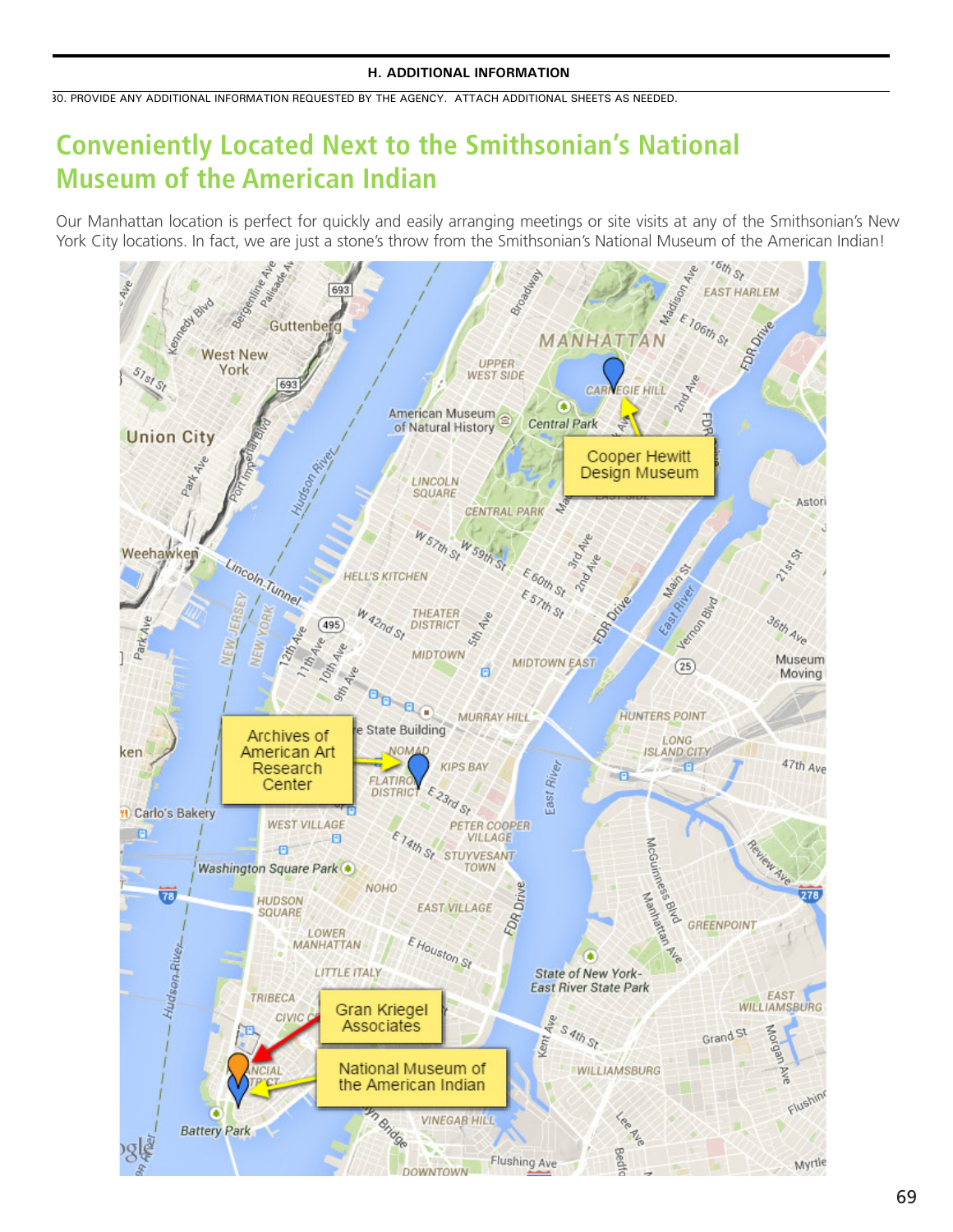## H. ADDITIONAL INFORMATION

30. PROVIDE ANY ADDITIONAL INFORMATION REQUESTED BY THE AGENCY. ATTACH ADDITIONAL SHEETS AS NEEDED.

# Conveniently Located Next to the Smithsonian's National Museum of the American Indian

Our Manhattan location is perfect for quickly and easily arranging meetings or site visits at any of the Smithsonian's New York City locations. In fact, we are just a stone's throw from the Smithsonian's National Museum of the American Indian!

Cooper Hewitt Design Museum

Archives of American Art Research Center

Gran Kriegel Associates

National Museum of the American Indian